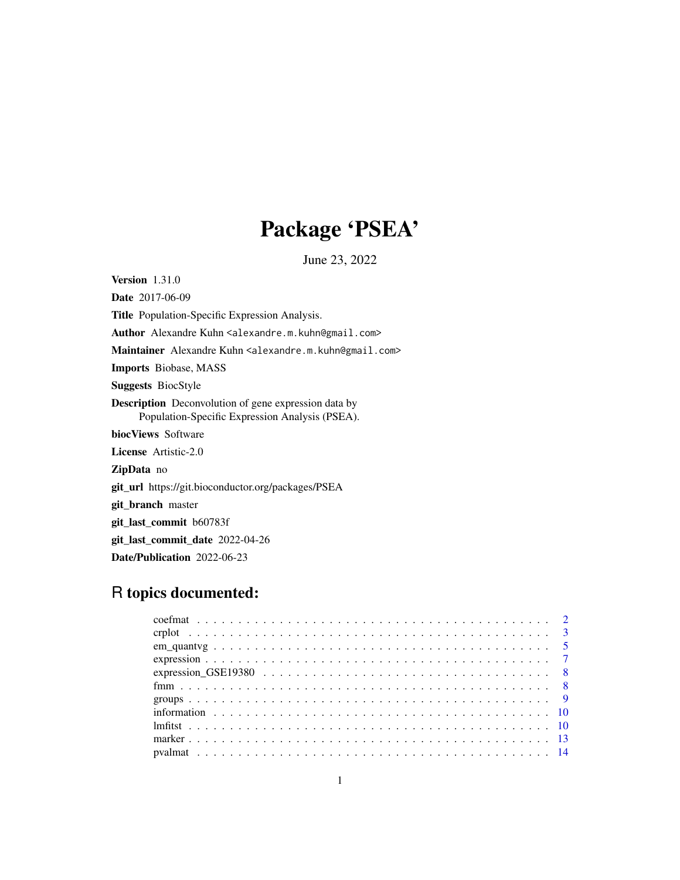# Package 'PSEA'

June 23, 2022

**Version** 1.31.0

**Date** 2017-06-09

**Title** Population-Specific Expression Analysis.

**Author** Alexandre Kuhn <alexandre.m.kuhn@gmail.com>

**Maintainer** Alexandre Kuhn <alexandre.m.kuhn@gmail.com>

**Imports** Biobase, MASS

**Suggests** BiocStyle

**Description** Deconvolution of gene expression data by Population-Specific Expression Analysis (PSEA).

**biocViews** Software

**License** Artistic-2.0

**ZipData** no

**git_url** https://git.bioconductor.org/packages/PSEA

**git_branch** master

**git_last_commit** b60783f

**git_last_commit_date** 2022-04-26

**Date/Publication** 2022-06-23

## R topics documented:

coefmat . . . . . . . . . . . . . . . . . . . . . . . . . . . . . . . . . . . . . . . . . 2
crplot . . . . . . . . . . . . . . . . . . . . . . . . . . . . . . . . . . . . . . . . . 3
em_quantvg . . . . . . . . . . . . . . . . . . . . . . . . . . . . . . . . . . . . . . . 5
expression . . . . . . . . . . . . . . . . . . . . . . . . . . . . . . . . . . . . . . . 7
expression_GSE19380 . . . . . . . . . . . . . . . . . . . . . . . . . . . . . . . . . 8
fmm . . . . . . . . . . . . . . . . . . . . . . . . . . . . . . . . . . . . . . . . . . 8
groups . . . . . . . . . . . . . . . . . . . . . . . . . . . . . . . . . . . . . . . . . 9
information . . . . . . . . . . . . . . . . . . . . . . . . . . . . . . . . . . . . . . 10
lmfitst . . . . . . . . . . . . . . . . . . . . . . . . . . . . . . . . . . . . . . . . . 10
marker . . . . . . . . . . . . . . . . . . . . . . . . . . . . . . . . . . . . . . . . . 13
pvalmat . . . . . . . . . . . . . . . . . . . . . . . . . . . . . . . . . . . . . . . . 14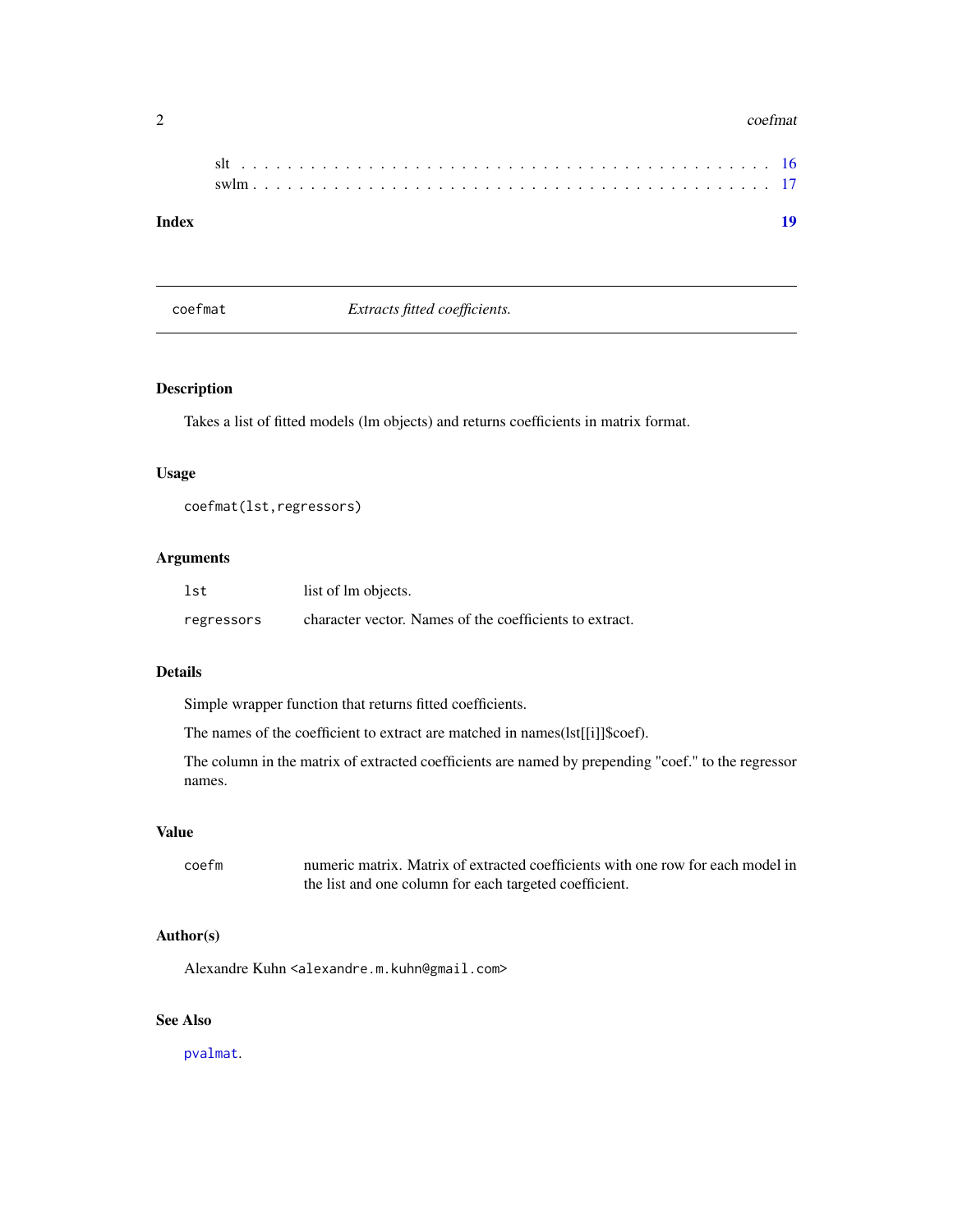slt . . . . . . . . . . . . . . . . . . . . . . . . . . . . . . . . . . . . . . . . . . . . 16
swlm . . . . . . . . . . . . . . . . . . . . . . . . . . . . . . . . . . . . . . . . . . . 17

**Index** **19**

---

`coefmat` *Extracts fitted coefficients.*

---

## Description

Takes a list of fitted models (lm objects) and returns coefficients in matrix format.

## Usage

```
coefmat(lst,regressors)
```

## Arguments

| | |
|---|---|
| `lst` | list of lm objects. |
| `regressors` | character vector. Names of the coefficients to extract. |

## Details

Simple wrapper function that returns fitted coefficients.

The names of the coefficient to extract are matched in names(lst[[i]]$coef).

The column in the matrix of extracted coefficients are named by prepending "coef." to the regressor names.

## Value

| | |
|---|---|
| `coefm` | numeric matrix. Matrix of extracted coefficients with one row for each model in the list and one column for each targeted coefficient. |

## Author(s)

Alexandre Kuhn <`alexandre.m.kuhn@gmail.com`>

## See Also

`pvalmat`.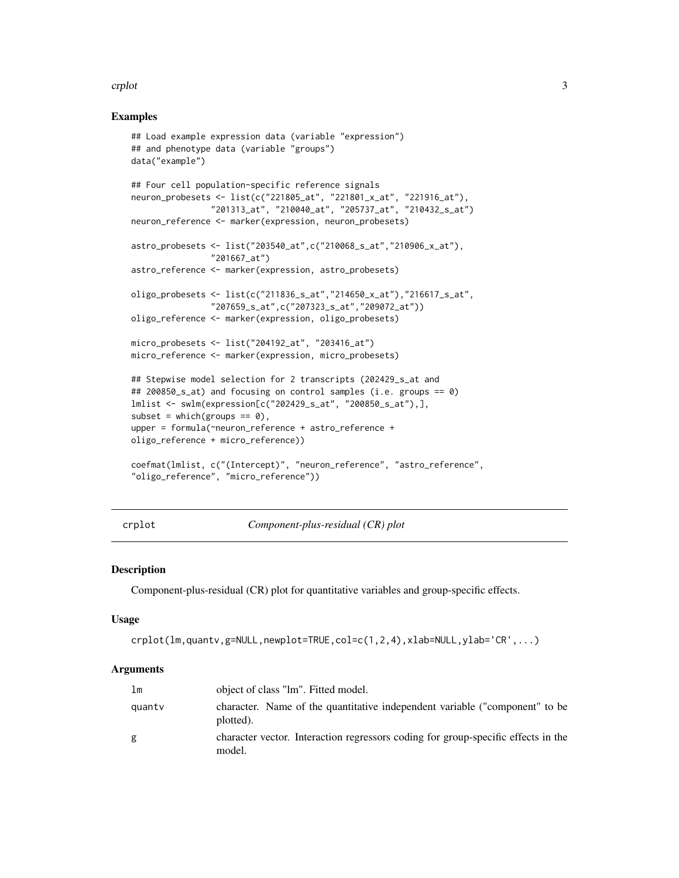### Examples

```
## Load example expression data (variable "expression")
## and phenotype data (variable "groups")
data("example")

## Four cell population-specific reference signals
neuron_probesets <- list(c("221805_at", "221801_x_at", "221916_at"),
                "201313_at", "210040_at", "205737_at", "210432_s_at")
neuron_reference <- marker(expression, neuron_probesets)

astro_probesets <- list("203540_at",c("210068_s_at","210906_x_at"),
                "201667_at")
astro_reference <- marker(expression, astro_probesets)

oligo_probesets <- list(c("211836_s_at","214650_x_at"),"216617_s_at",
                "207659_s_at",c("207323_s_at","209072_at"))
oligo_reference <- marker(expression, oligo_probesets)

micro_probesets <- list("204192_at", "203416_at")
micro_reference <- marker(expression, micro_probesets)

## Stepwise model selection for 2 transcripts (202429_s_at and
## 200850_s_at) and focusing on control samples (i.e. groups == 0)
lmlist <- swlm(expression[c("202429_s_at", "200850_s_at"),],
subset = which(groups == 0),
upper = formula(~neuron_reference + astro_reference +
oligo_reference + micro_reference))

coefmat(lmlist, c("(Intercept)", "neuron_reference", "astro_reference",
"oligo_reference", "micro_reference"))
```

---

## crplot — *Component-plus-residual (CR) plot*

### Description

Component-plus-residual (CR) plot for quantitative variables and group-specific effects.

### Usage

```
crplot(lm,quantv,g=NULL,newplot=TRUE,col=c(1,2,4),xlab=NULL,ylab='CR',...)
```

### Arguments

| | |
|---|---|
| lm | object of class "lm". Fitted model. |
| quantv | character. Name of the quantitative independent variable ("component" to be plotted). |
| g | character vector. Interaction regressors coding for group-specific effects in the model. |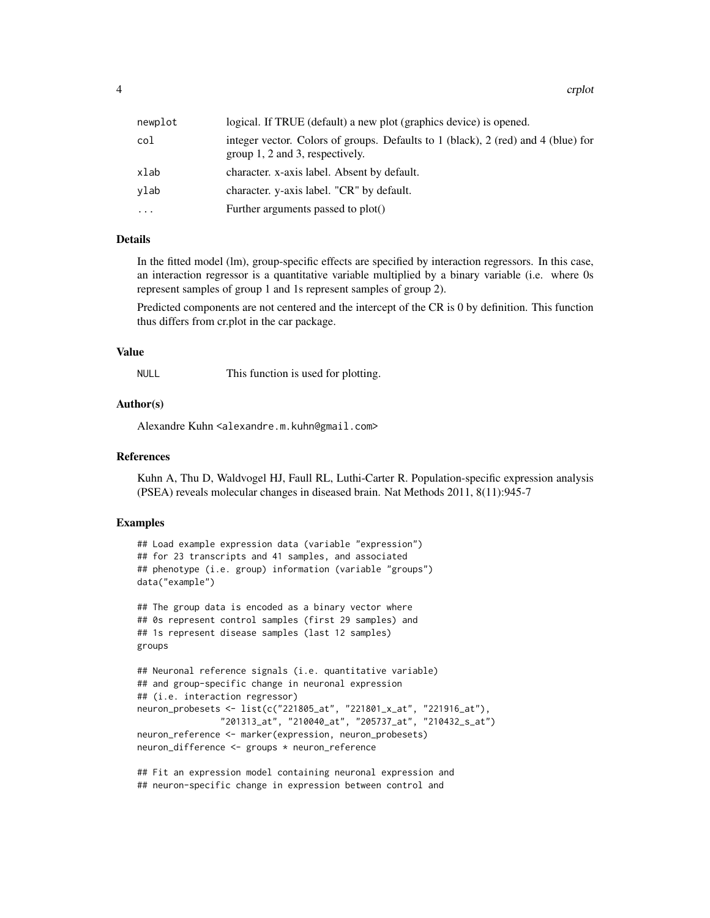| | |
|---|---|
| newplot | logical. If TRUE (default) a new plot (graphics device) is opened. |
| col | integer vector. Colors of groups. Defaults to 1 (black), 2 (red) and 4 (blue) for group 1, 2 and 3, respectively. |
| xlab | character. x-axis label. Absent by default. |
| ylab | character. y-axis label. "CR" by default. |
| ... | Further arguments passed to plot() |

### Details

In the fitted model (lm), group-specific effects are specified by interaction regressors. In this case, an interaction regressor is a quantitative variable multiplied by a binary variable (i.e. where 0s represent samples of group 1 and 1s represent samples of group 2).

Predicted components are not centered and the intercept of the CR is 0 by definition. This function thus differs from cr.plot in the car package.

### Value

NULL This function is used for plotting.

### Author(s)

Alexandre Kuhn <alexandre.m.kuhn@gmail.com>

### References

Kuhn A, Thu D, Waldvogel HJ, Faull RL, Luthi-Carter R. Population-specific expression analysis (PSEA) reveals molecular changes in diseased brain. Nat Methods 2011, 8(11):945-7

### Examples

```
## Load example expression data (variable "expression")
## for 23 transcripts and 41 samples, and associated
## phenotype (i.e. group) information (variable "groups")
data("example")

## The group data is encoded as a binary vector where
## 0s represent control samples (first 29 samples) and
## 1s represent disease samples (last 12 samples)
groups

## Neuronal reference signals (i.e. quantitative variable)
## and group-specific change in neuronal expression
## (i.e. interaction regressor)
neuron_probesets <- list(c("221805_at", "221801_x_at", "221916_at"),
                "201313_at", "210040_at", "205737_at", "210432_s_at")
neuron_reference <- marker(expression, neuron_probesets)
neuron_difference <- groups * neuron_reference

## Fit an expression model containing neuronal expression and
## neuron-specific change in expression between control and
```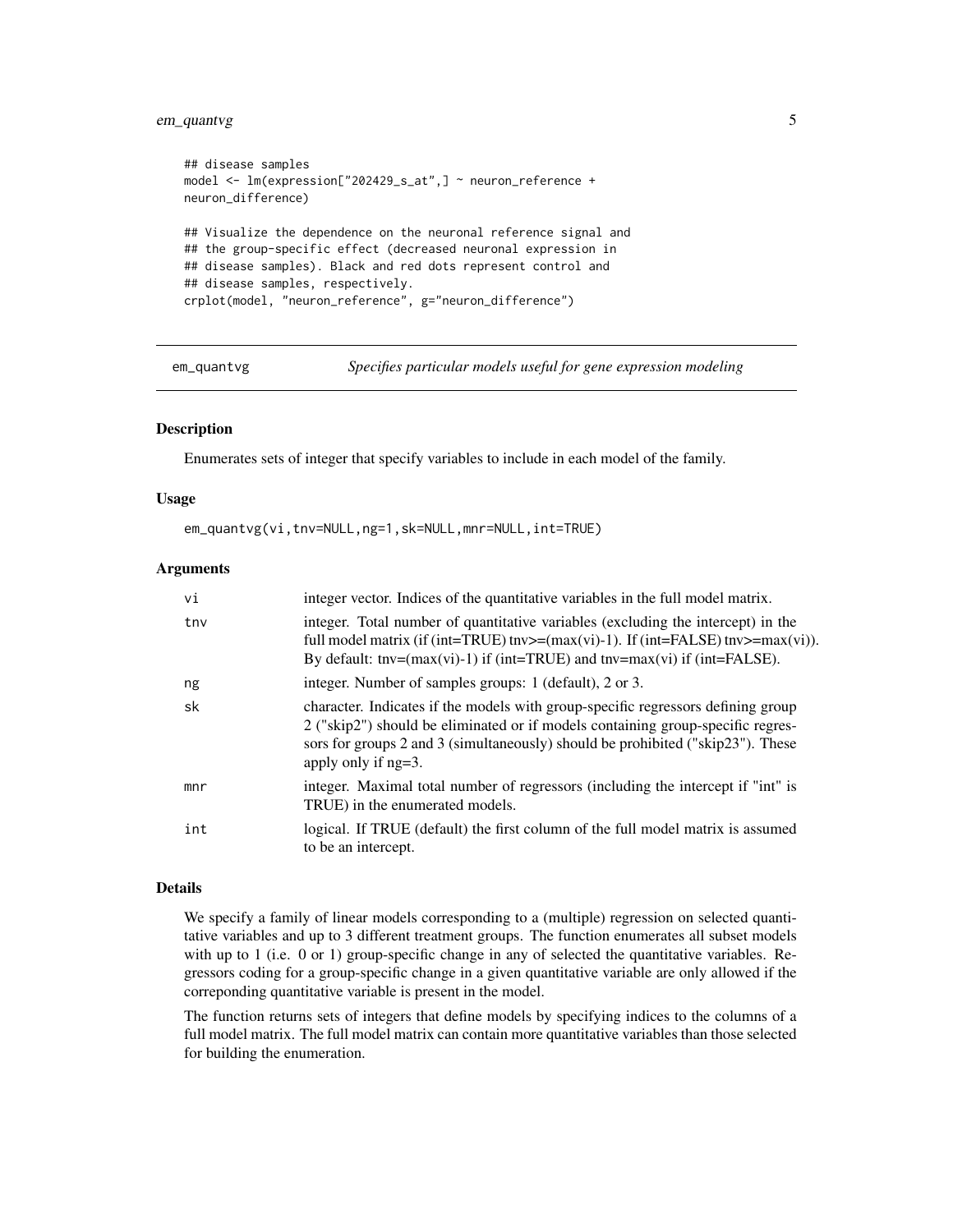```
## disease samples
model <- lm(expression["202429_s_at",] ~ neuron_reference +
neuron_difference)

## Visualize the dependence on the neuronal reference signal and
## the group-specific effect (decreased neuronal expression in
## disease samples). Black and red dots represent control and
## disease samples, respectively.
crplot(model, "neuron_reference", g="neuron_difference")
```

---

## em_quantvg — *Specifies particular models useful for gene expression modeling*

---

### Description

Enumerates sets of integer that specify variables to include in each model of the family.

### Usage

```
em_quantvg(vi,tnv=NULL,ng=1,sk=NULL,mnr=NULL,int=TRUE)
```

### Arguments

| Argument | Description |
|---|---|
| vi | integer vector. Indices of the quantitative variables in the full model matrix. |
| tnv | integer. Total number of quantitative variables (excluding the intercept) in the full model matrix (if (int=TRUE) tnv>=(max(vi)-1). If (int=FALSE) tnv>=max(vi)). By default: tnv=(max(vi)-1) if (int=TRUE) and tnv=max(vi) if (int=FALSE). |
| ng | integer. Number of samples groups: 1 (default), 2 or 3. |
| sk | character. Indicates if the models with group-specific regressors defining group 2 ("skip2") should be eliminated or if models containing group-specific regressors for groups 2 and 3 (simultaneously) should be prohibited ("skip23"). These apply only if ng=3. |
| mnr | integer. Maximal total number of regressors (including the intercept if "int" is TRUE) in the enumerated models. |
| int | logical. If TRUE (default) the first column of the full model matrix is assumed to be an intercept. |

### Details

We specify a family of linear models corresponding to a (multiple) regression on selected quantitative variables and up to 3 different treatment groups. The function enumerates all subset models with up to 1 (i.e. 0 or 1) group-specific change in any of selected the quantitative variables. Regressors coding for a group-specific change in a given quantitative variable are only allowed if the correponding quantitative variable is present in the model.

The function returns sets of integers that define models by specifying indices to the columns of a full model matrix. The full model matrix can contain more quantitative variables than those selected for building the enumeration.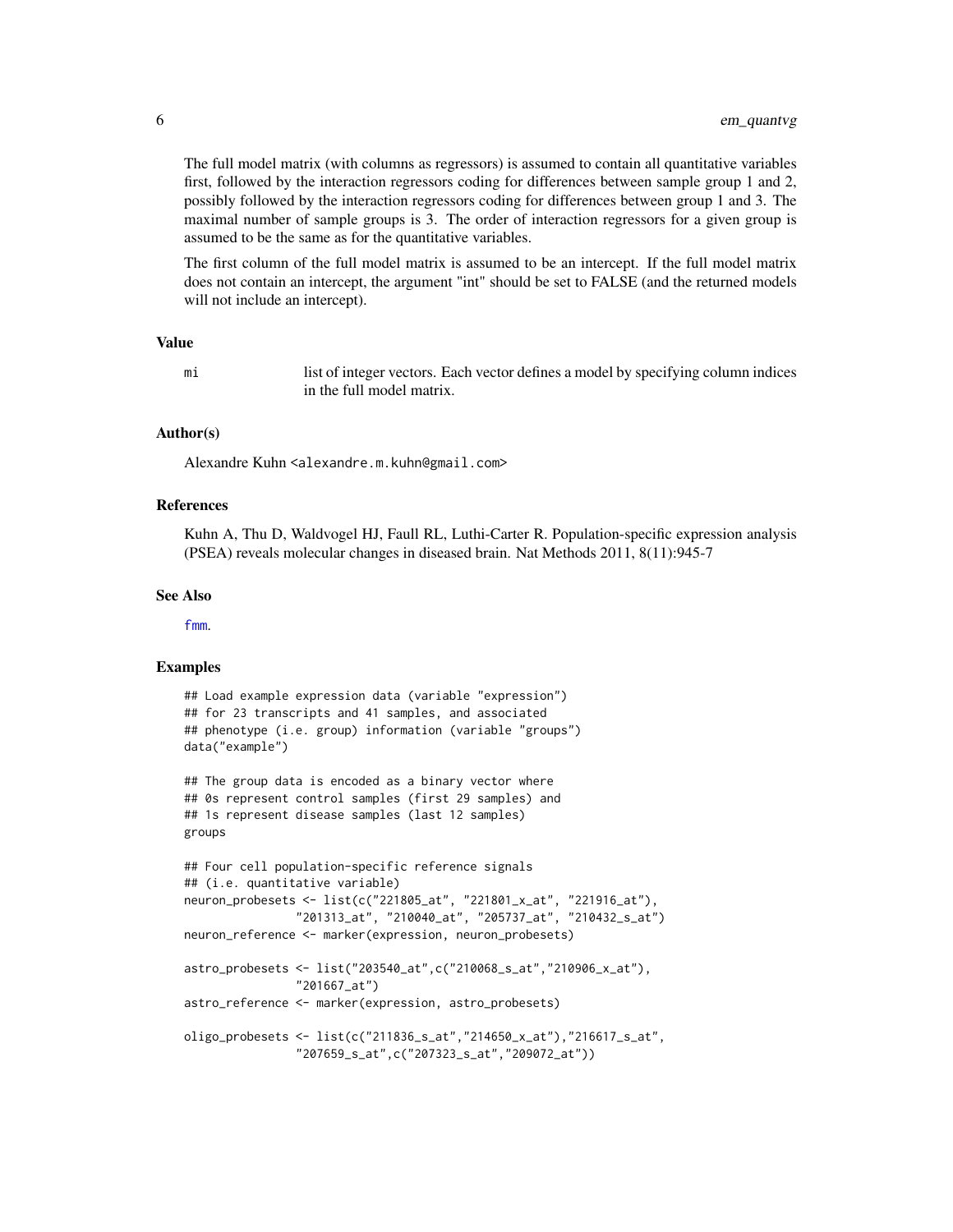The full model matrix (with columns as regressors) is assumed to contain all quantitative variables first, followed by the interaction regressors coding for differences between sample group 1 and 2, possibly followed by the interaction regressors coding for differences between group 1 and 3. The maximal number of sample groups is 3. The order of interaction regressors for a given group is assumed to be the same as for the quantitative variables.

The first column of the full model matrix is assumed to be an intercept. If the full model matrix does not contain an intercept, the argument "int" should be set to FALSE (and the returned models will not include an intercept).

### Value

`mi` list of integer vectors. Each vector defines a model by specifying column indices in the full model matrix.

### Author(s)

Alexandre Kuhn <alexandre.m.kuhn@gmail.com>

### References

Kuhn A, Thu D, Waldvogel HJ, Faull RL, Luthi-Carter R. Population-specific expression analysis (PSEA) reveals molecular changes in diseased brain. Nat Methods 2011, 8(11):945-7

### See Also

fmm.

### Examples

```
## Load example expression data (variable "expression")
## for 23 transcripts and 41 samples, and associated
## phenotype (i.e. group) information (variable "groups")
data("example")

## The group data is encoded as a binary vector where
## 0s represent control samples (first 29 samples) and
## 1s represent disease samples (last 12 samples)
groups

## Four cell population-specific reference signals
## (i.e. quantitative variable)
neuron_probesets <- list(c("221805_at", "221801_x_at", "221916_at"),
                "201313_at", "210040_at", "205737_at", "210432_s_at")
neuron_reference <- marker(expression, neuron_probesets)

astro_probesets <- list("203540_at",c("210068_s_at","210906_x_at"),
                "201667_at")
astro_reference <- marker(expression, astro_probesets)

oligo_probesets <- list(c("211836_s_at","214650_x_at"),"216617_s_at",
                "207659_s_at",c("207323_s_at","209072_at"))
```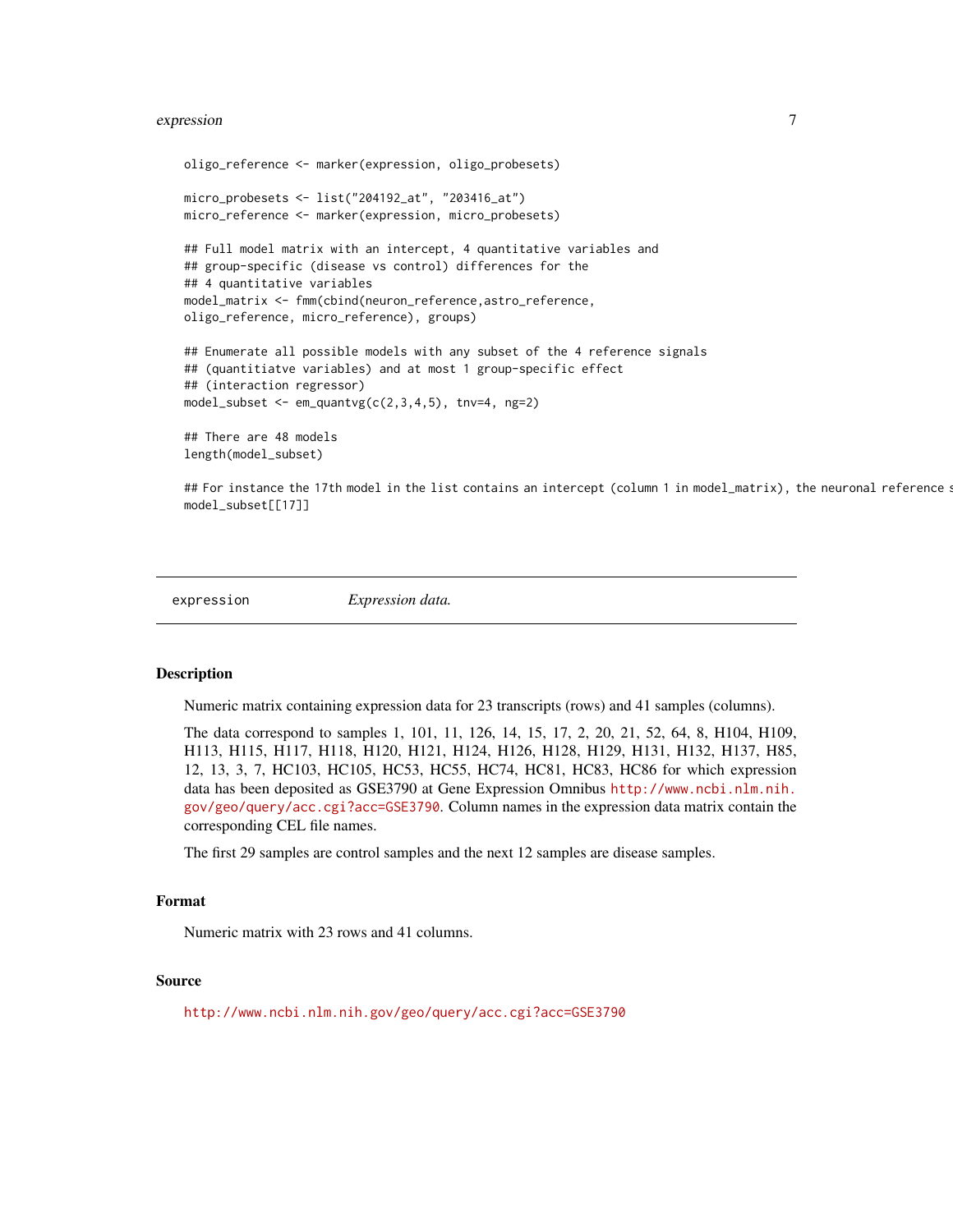```
oligo_reference <- marker(expression, oligo_probesets)

micro_probesets <- list("204192_at", "203416_at")
micro_reference <- marker(expression, micro_probesets)

## Full model matrix with an intercept, 4 quantitative variables and
## group-specific (disease vs control) differences for the
## 4 quantitative variables
model_matrix <- fmm(cbind(neuron_reference,astro_reference,
oligo_reference, micro_reference), groups)

## Enumerate all possible models with any subset of the 4 reference signals
## (quantitiatve variables) and at most 1 group-specific effect
## (interaction regressor)
model_subset <- em_quantvg(c(2,3,4,5), tnv=4, ng=2)

## There are 48 models
length(model_subset)

## For instance the 17th model in the list contains an intercept (column 1 in model_matrix), the neuronal reference s
model_subset[[17]]
```

## expression *Expression data.*

### Description

Numeric matrix containing expression data for 23 transcripts (rows) and 41 samples (columns).

The data correspond to samples 1, 101, 11, 126, 14, 15, 17, 2, 20, 21, 52, 64, 8, H104, H109, H113, H115, H117, H118, H120, H121, H124, H126, H128, H129, H131, H132, H137, H85, 12, 13, 3, 7, HC103, HC105, HC53, HC55, HC74, HC81, HC83, HC86 for which expression data has been deposited as GSE3790 at Gene Expression Omnibus http://www.ncbi.nlm.nih.gov/geo/query/acc.cgi?acc=GSE3790. Column names in the expression data matrix contain the corresponding CEL file names.

The first 29 samples are control samples and the next 12 samples are disease samples.

### Format

Numeric matrix with 23 rows and 41 columns.

### Source

http://www.ncbi.nlm.nih.gov/geo/query/acc.cgi?acc=GSE3790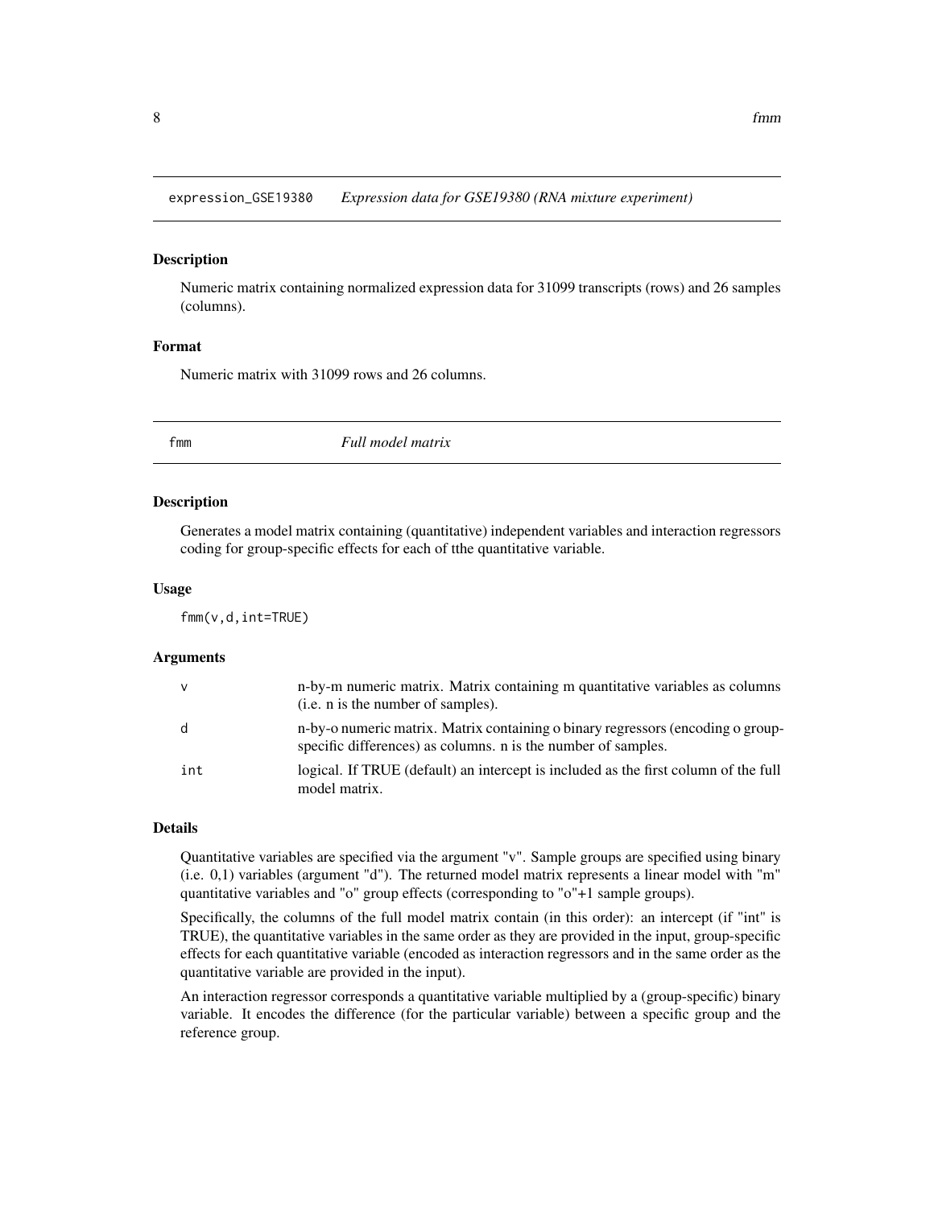## expression_GSE19380 *Expression data for GSE19380 (RNA mixture experiment)*

### Description

Numeric matrix containing normalized expression data for 31099 transcripts (rows) and 26 samples (columns).

### Format

Numeric matrix with 31099 rows and 26 columns.

## fmm *Full model matrix*

### Description

Generates a model matrix containing (quantitative) independent variables and interaction regressors coding for group-specific effects for each of tthe quantitative variable.

### Usage

```
fmm(v,d,int=TRUE)
```

### Arguments

| | |
|---|---|
| v | n-by-m numeric matrix. Matrix containing m quantitative variables as columns (i.e. n is the number of samples). |
| d | n-by-o numeric matrix. Matrix containing o binary regressors (encoding o group-specific differences) as columns. n is the number of samples. |
| int | logical. If TRUE (default) an intercept is included as the first column of the full model matrix. |

### Details

Quantitative variables are specified via the argument "v". Sample groups are specified using binary (i.e. 0,1) variables (argument "d"). The returned model matrix represents a linear model with "m" quantitative variables and "o" group effects (corresponding to "o"+1 sample groups).

Specifically, the columns of the full model matrix contain (in this order): an intercept (if "int" is TRUE), the quantitative variables in the same order as they are provided in the input, group-specific effects for each quantitative variable (encoded as interaction regressors and in the same order as the quantitative variable are provided in the input).

An interaction regressor corresponds a quantitative variable multiplied by a (group-specific) binary variable. It encodes the difference (for the particular variable) between a specific group and the reference group.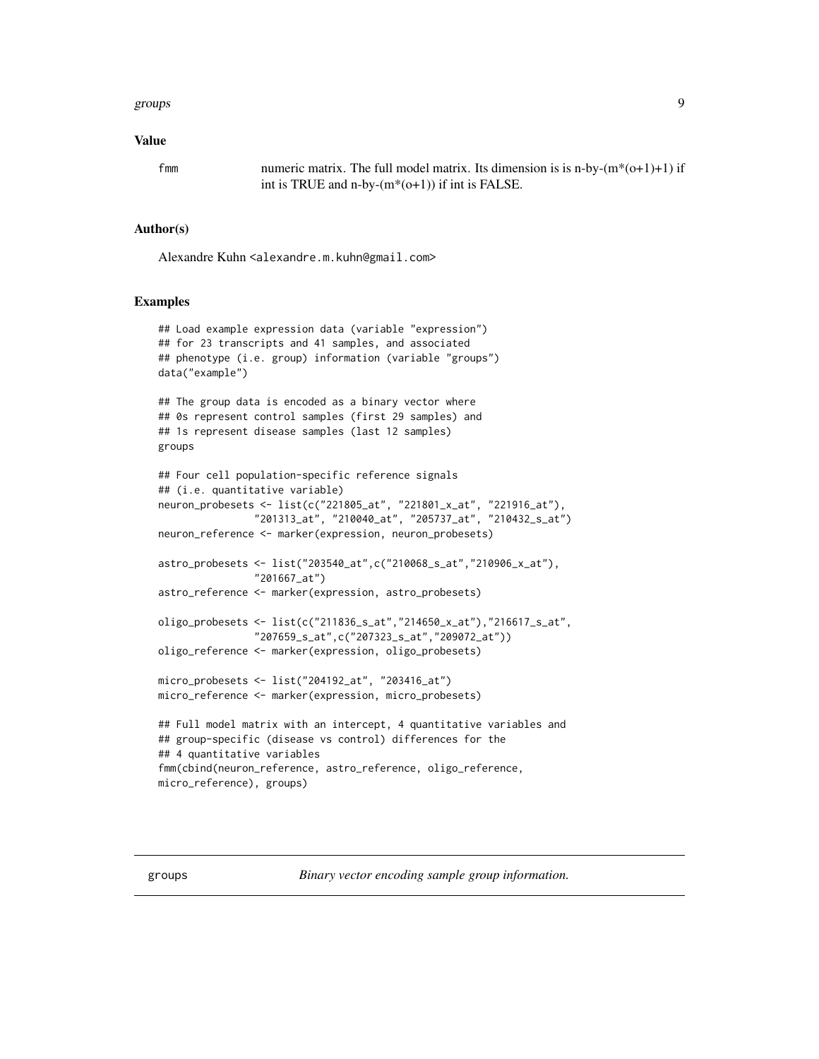### Value

fmm numeric matrix. The full model matrix. Its dimension is is n-by-(m*(o+1)+1) if int is TRUE and n-by-(m*(o+1)) if int is FALSE.

### Author(s)

Alexandre Kuhn <alexandre.m.kuhn@gmail.com>

### Examples

```
## Load example expression data (variable "expression")
## for 23 transcripts and 41 samples, and associated
## phenotype (i.e. group) information (variable "groups")
data("example")

## The group data is encoded as a binary vector where
## 0s represent control samples (first 29 samples) and
## 1s represent disease samples (last 12 samples)
groups

## Four cell population-specific reference signals
## (i.e. quantitative variable)
neuron_probesets <- list(c("221805_at", "221801_x_at", "221916_at"),
                "201313_at", "210040_at", "205737_at", "210432_s_at")
neuron_reference <- marker(expression, neuron_probesets)

astro_probesets <- list("203540_at",c("210068_s_at","210906_x_at"),
                "201667_at")
astro_reference <- marker(expression, astro_probesets)

oligo_probesets <- list(c("211836_s_at","214650_x_at"),"216617_s_at",
                "207659_s_at",c("207323_s_at","209072_at"))
oligo_reference <- marker(expression, oligo_probesets)

micro_probesets <- list("204192_at", "203416_at")
micro_reference <- marker(expression, micro_probesets)

## Full model matrix with an intercept, 4 quantitative variables and
## group-specific (disease vs control) differences for the
## 4 quantitative variables
fmm(cbind(neuron_reference, astro_reference, oligo_reference,
micro_reference), groups)
```

---

groups *Binary vector encoding sample group information.*

---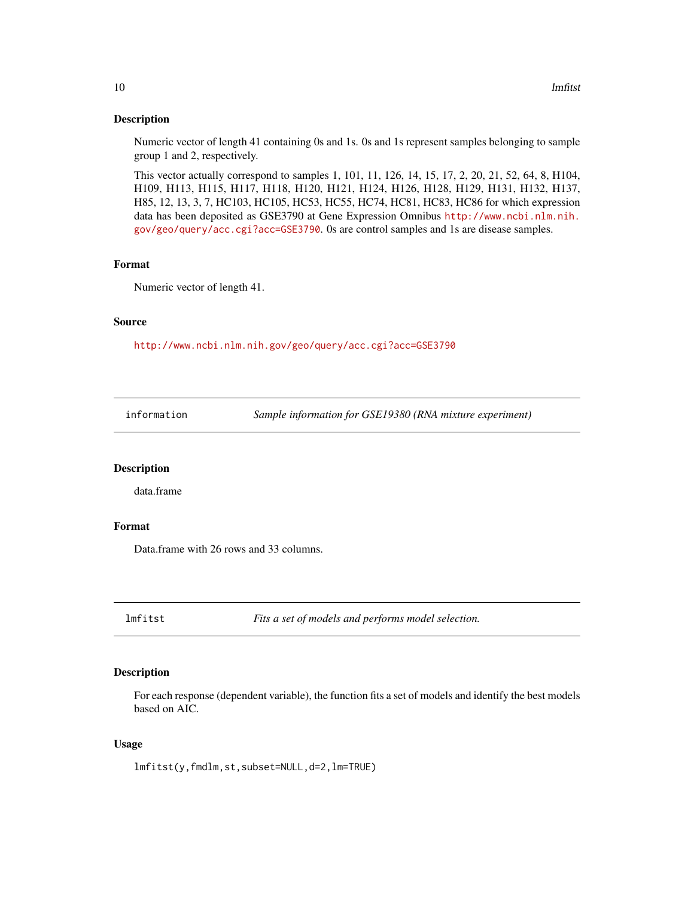### Description

Numeric vector of length 41 containing 0s and 1s. 0s and 1s represent samples belonging to sample group 1 and 2, respectively.

This vector actually correspond to samples 1, 101, 11, 126, 14, 15, 17, 2, 20, 21, 52, 64, 8, H104, H109, H113, H115, H117, H118, H120, H121, H124, H126, H128, H129, H131, H132, H137, H85, 12, 13, 3, 7, HC103, HC105, HC53, HC55, HC74, HC81, HC83, HC86 for which expression data has been deposited as GSE3790 at Gene Expression Omnibus http://www.ncbi.nlm.nih.gov/geo/query/acc.cgi?acc=GSE3790. 0s are control samples and 1s are disease samples.

### Format

Numeric vector of length 41.

### Source

http://www.ncbi.nlm.nih.gov/geo/query/acc.cgi?acc=GSE3790

---

## information — *Sample information for GSE19380 (RNA mixture experiment)*

### Description

data.frame

### Format

Data.frame with 26 rows and 33 columns.

---

## lmfitst — *Fits a set of models and performs model selection.*

### Description

For each response (dependent variable), the function fits a set of models and identify the best models based on AIC.

### Usage

```
lmfitst(y,fmdlm,st,subset=NULL,d=2,lm=TRUE)
```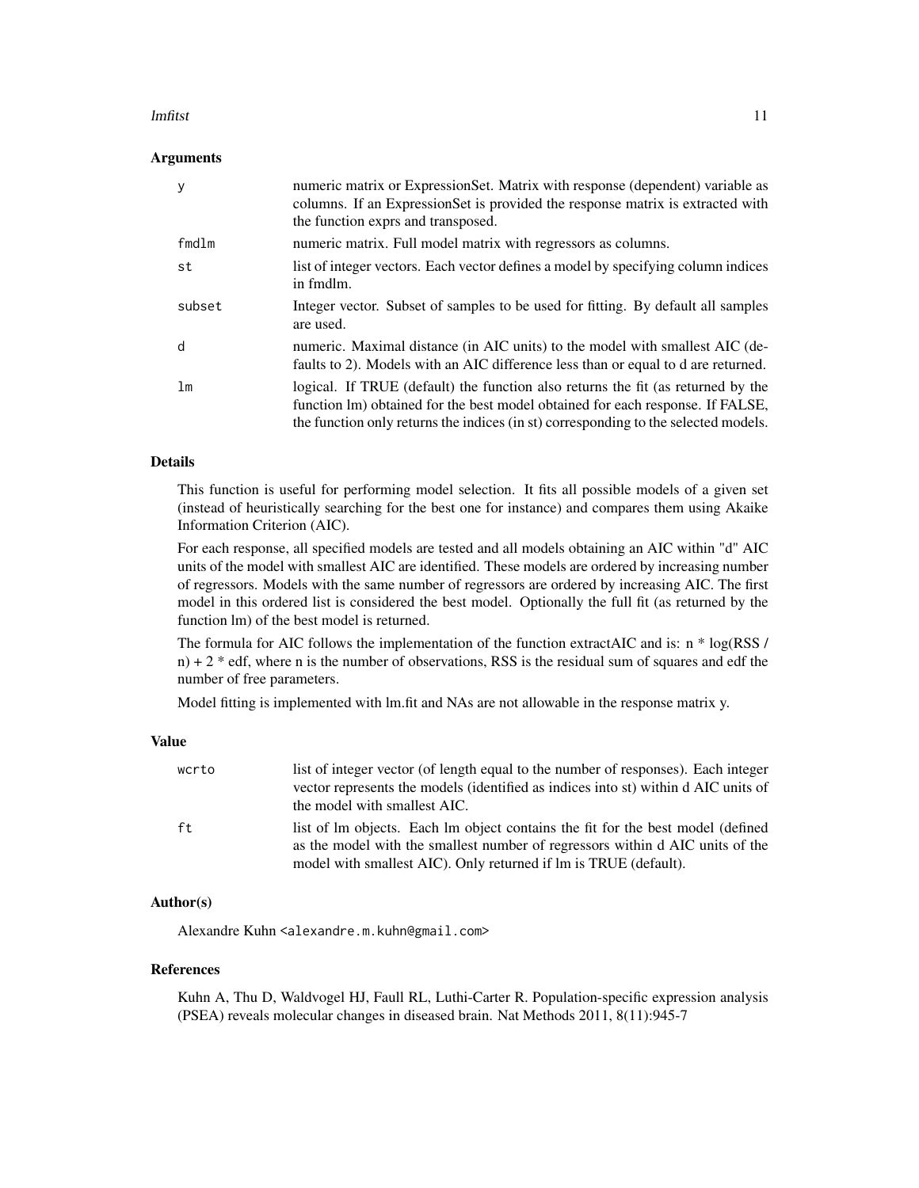## Arguments

| | |
|---|---|
| y | numeric matrix or ExpressionSet. Matrix with response (dependent) variable as columns. If an ExpressionSet is provided the response matrix is extracted with the function exprs and transposed. |
| fmdlm | numeric matrix. Full model matrix with regressors as columns. |
| st | list of integer vectors. Each vector defines a model by specifying column indices in fmdlm. |
| subset | Integer vector. Subset of samples to be used for fitting. By default all samples are used. |
| d | numeric. Maximal distance (in AIC units) to the model with smallest AIC (defaults to 2). Models with an AIC difference less than or equal to d are returned. |
| lm | logical. If TRUE (default) the function also returns the fit (as returned by the function lm) obtained for the best model obtained for each response. If FALSE, the function only returns the indices (in st) corresponding to the selected models. |

## Details

This function is useful for performing model selection. It fits all possible models of a given set (instead of heuristically searching for the best one for instance) and compares them using Akaike Information Criterion (AIC).

For each response, all specified models are tested and all models obtaining an AIC within "d" AIC units of the model with smallest AIC are identified. These models are ordered by increasing number of regressors. Models with the same number of regressors are ordered by increasing AIC. The first model in this ordered list is considered the best model. Optionally the full fit (as returned by the function lm) of the best model is returned.

The formula for AIC follows the implementation of the function extractAIC and is: $n * \log(RSS / n) + 2 * edf$, where n is the number of observations, RSS is the residual sum of squares and edf the number of free parameters.

Model fitting is implemented with lm.fit and NAs are not allowable in the response matrix y.

## Value

| | |
|---|---|
| wcrto | list of integer vector (of length equal to the number of responses). Each integer vector represents the models (identified as indices into st) within d AIC units of the model with smallest AIC. |
| ft | list of lm objects. Each lm object contains the fit for the best model (defined as the model with the smallest number of regressors within d AIC units of the model with smallest AIC). Only returned if lm is TRUE (default). |

## Author(s)

Alexandre Kuhn <alexandre.m.kuhn@gmail.com>

## References

Kuhn A, Thu D, Waldvogel HJ, Faull RL, Luthi-Carter R. Population-specific expression analysis (PSEA) reveals molecular changes in diseased brain. Nat Methods 2011, 8(11):945-7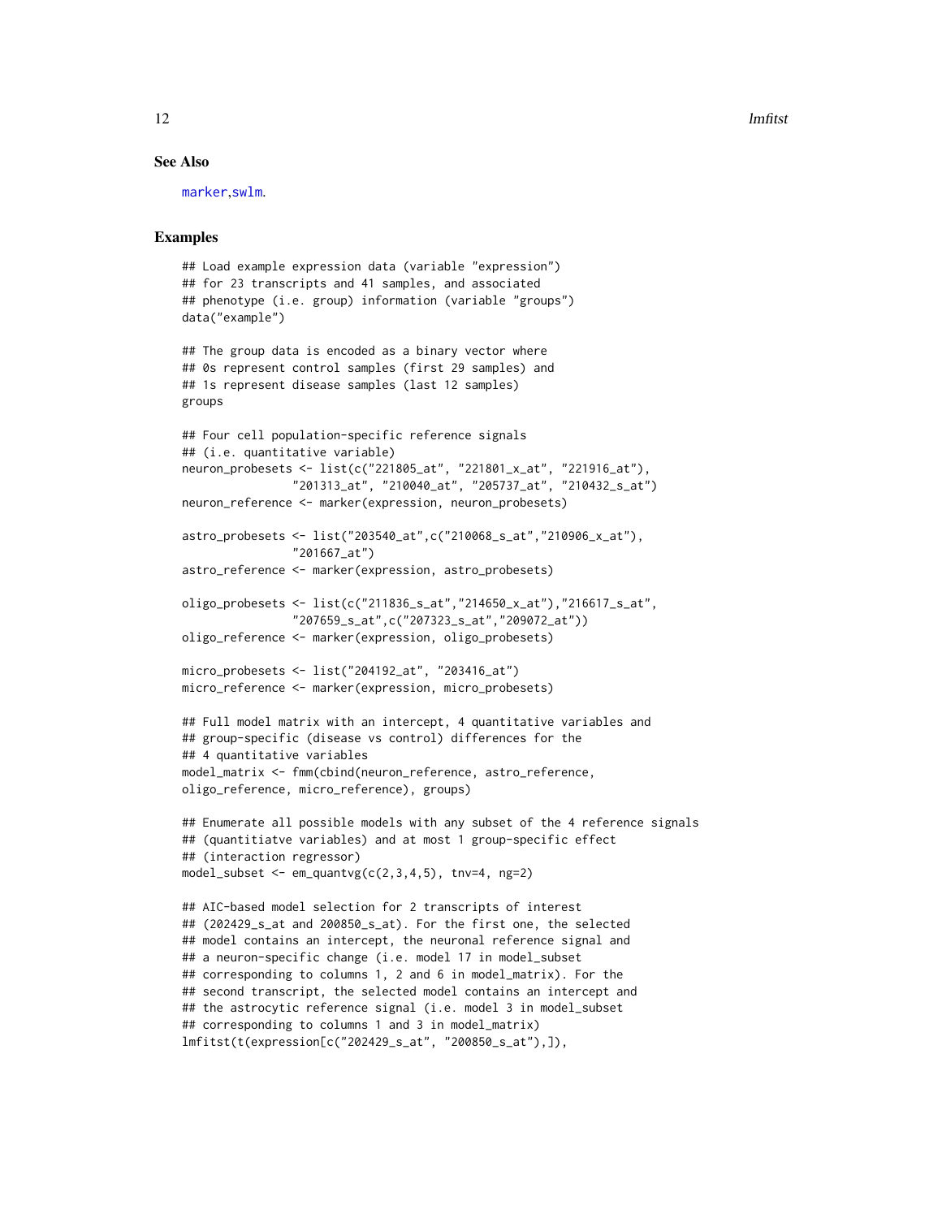## See Also

marker,swlm.

## Examples

```
## Load example expression data (variable "expression")
## for 23 transcripts and 41 samples, and associated
## phenotype (i.e. group) information (variable "groups")
data("example")

## The group data is encoded as a binary vector where
## 0s represent control samples (first 29 samples) and
## 1s represent disease samples (last 12 samples)
groups

## Four cell population-specific reference signals
## (i.e. quantitative variable)
neuron_probesets <- list(c("221805_at", "221801_x_at", "221916_at"),
                "201313_at", "210040_at", "205737_at", "210432_s_at")
neuron_reference <- marker(expression, neuron_probesets)

astro_probesets <- list("203540_at",c("210068_s_at","210906_x_at"),
                "201667_at")
astro_reference <- marker(expression, astro_probesets)

oligo_probesets <- list(c("211836_s_at","214650_x_at"),"216617_s_at",
                "207659_s_at",c("207323_s_at","209072_at"))
oligo_reference <- marker(expression, oligo_probesets)

micro_probesets <- list("204192_at", "203416_at")
micro_reference <- marker(expression, micro_probesets)

## Full model matrix with an intercept, 4 quantitative variables and
## group-specific (disease vs control) differences for the
## 4 quantitative variables
model_matrix <- fmm(cbind(neuron_reference, astro_reference,
oligo_reference, micro_reference), groups)

## Enumerate all possible models with any subset of the 4 reference signals
## (quantitiatve variables) and at most 1 group-specific effect
## (interaction regressor)
model_subset <- em_quantvg(c(2,3,4,5), tnv=4, ng=2)

## AIC-based model selection for 2 transcripts of interest
## (202429_s_at and 200850_s_at). For the first one, the selected
## model contains an intercept, the neuronal reference signal and
## a neuron-specific change (i.e. model 17 in model_subset
## corresponding to columns 1, 2 and 6 in model_matrix). For the
## second transcript, the selected model contains an intercept and
## the astrocytic reference signal (i.e. model 3 in model_subset
## corresponding to columns 1 and 3 in model_matrix)
lmfitst(t(expression[c("202429_s_at", "200850_s_at"),]),
```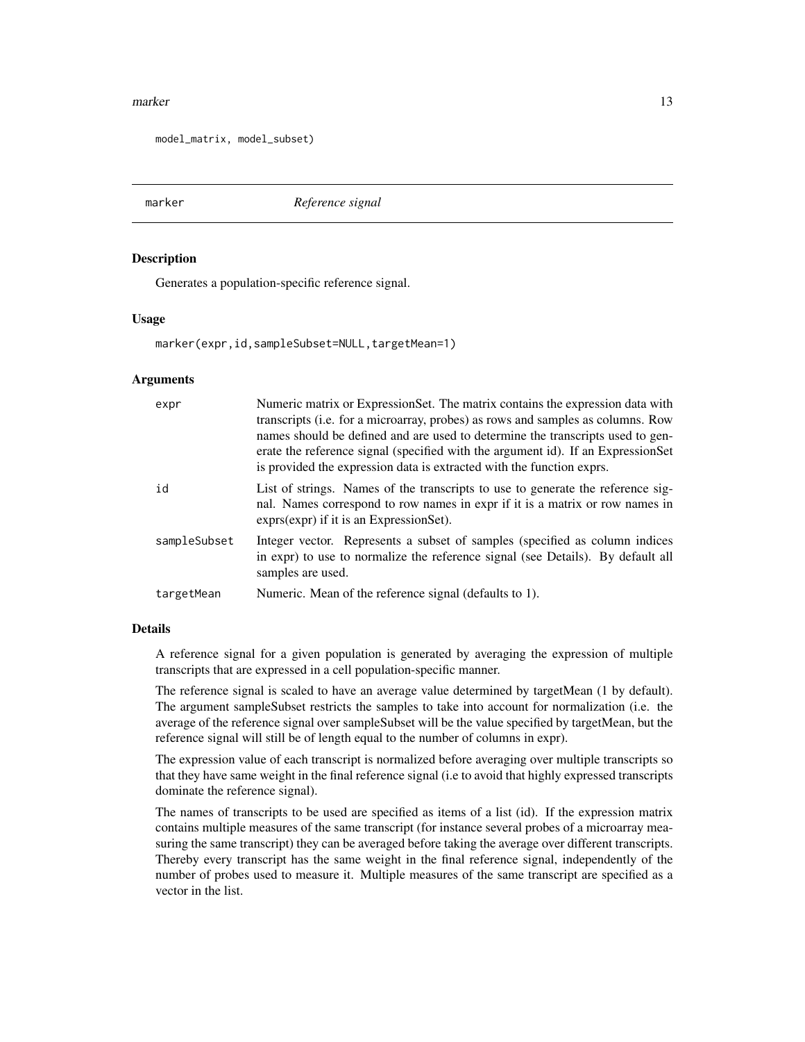```
model_matrix, model_subset)
```

## marker — *Reference signal*

### Description

Generates a population-specific reference signal.

### Usage

```
marker(expr,id,sampleSubset=NULL,targetMean=1)
```

### Arguments

| | |
|---|---|
| expr | Numeric matrix or ExpressionSet. The matrix contains the expression data with transcripts (i.e. for a microarray, probes) as rows and samples as columns. Row names should be defined and are used to determine the transcripts used to generate the reference signal (specified with the argument id). If an ExpressionSet is provided the expression data is extracted with the function exprs. |
| id | List of strings. Names of the transcripts to use to generate the reference signal. Names correspond to row names in expr if it is a matrix or row names in exprs(expr) if it is an ExpressionSet. |
| sampleSubset | Integer vector. Represents a subset of samples (specified as column indices in expr) to use to normalize the reference signal (see Details). By default all samples are used. |
| targetMean | Numeric. Mean of the reference signal (defaults to 1). |

### Details

A reference signal for a given population is generated by averaging the expression of multiple transcripts that are expressed in a cell population-specific manner.

The reference signal is scaled to have an average value determined by targetMean (1 by default). The argument sampleSubset restricts the samples to take into account for normalization (i.e. the average of the reference signal over sampleSubset will be the value specified by targetMean, but the reference signal will still be of length equal to the number of columns in expr).

The expression value of each transcript is normalized before averaging over multiple transcripts so that they have same weight in the final reference signal (i.e to avoid that highly expressed transcripts dominate the reference signal).

The names of transcripts to be used are specified as items of a list (id). If the expression matrix contains multiple measures of the same transcript (for instance several probes of a microarray measuring the same transcript) they can be averaged before taking the average over different transcripts. Thereby every transcript has the same weight in the final reference signal, independently of the number of probes used to measure it. Multiple measures of the same transcript are specified as a vector in the list.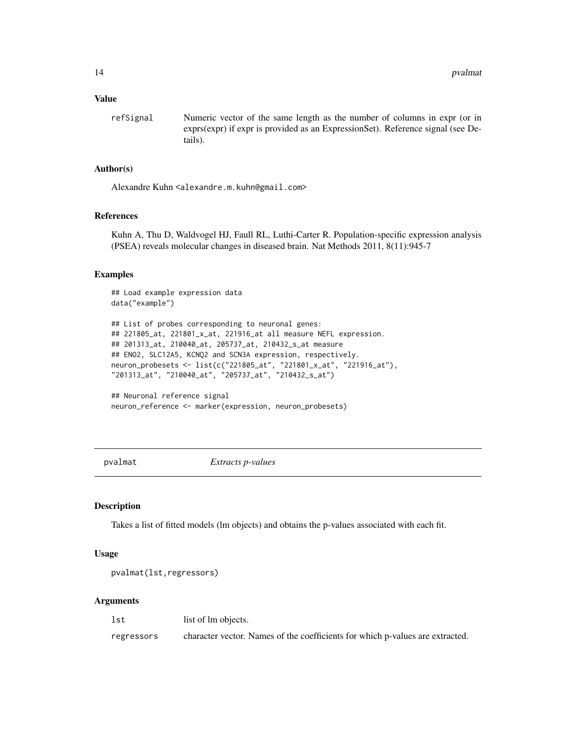### Value

| | |
|---|---|
| refSignal | Numeric vector of the same length as the number of columns in expr (or in exprs(expr) if expr is provided as an ExpressionSet). Reference signal (see Details). |

### Author(s)

Alexandre Kuhn <alexandre.m.kuhn@gmail.com>

### References

Kuhn A, Thu D, Waldvogel HJ, Faull RL, Luthi-Carter R. Population-specific expression analysis (PSEA) reveals molecular changes in diseased brain. Nat Methods 2011, 8(11):945-7

### Examples

```
## Load example expression data
data("example")

## List of probes corresponding to neuronal genes:
## 221805_at, 221801_x_at, 221916_at all measure NEFL expression.
## 201313_at, 210040_at, 205737_at, 210432_s_at measure
## ENO2, SLC12A5, KCNQ2 and SCN3A expression, respectively.
neuron_probesets <- list(c("221805_at", "221801_x_at", "221916_at"),
"201313_at", "210040_at", "205737_at", "210432_s_at")

## Neuronal reference signal
neuron_reference <- marker(expression, neuron_probesets)
```

---

## pvalmat *Extracts p-values*

### Description

Takes a list of fitted models (lm objects) and obtains the p-values associated with each fit.

### Usage

```
pvalmat(lst,regressors)
```

### Arguments

| | |
|---|---|
| lst | list of lm objects. |
| regressors | character vector. Names of the coefficients for which p-values are extracted. |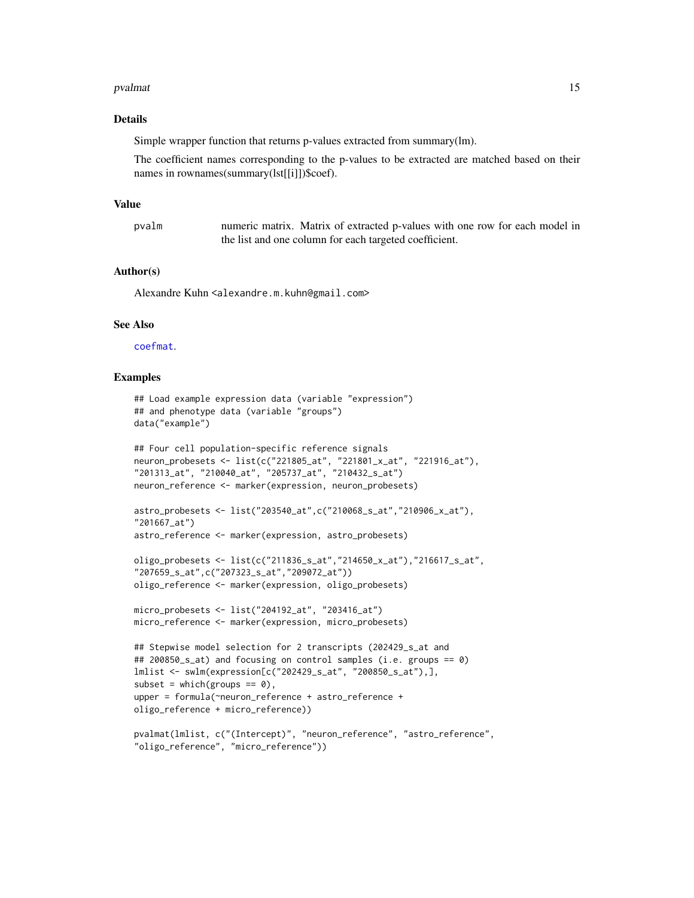## Details

Simple wrapper function that returns p-values extracted from summary(lm).

The coefficient names corresponding to the p-values to be extracted are matched based on their names in rownames(summary(lst[[i]])$coef).

## Value

`pvalm` numeric matrix. Matrix of extracted p-values with one row for each model in the list and one column for each targeted coefficient.

## Author(s)

Alexandre Kuhn <alexandre.m.kuhn@gmail.com>

## See Also

coefmat.

## Examples

```
## Load example expression data (variable "expression")
## and phenotype data (variable "groups")
data("example")

## Four cell population-specific reference signals
neuron_probesets <- list(c("221805_at", "221801_x_at", "221916_at"),
"201313_at", "210040_at", "205737_at", "210432_s_at")
neuron_reference <- marker(expression, neuron_probesets)

astro_probesets <- list("203540_at",c("210068_s_at","210906_x_at"),
"201667_at")
astro_reference <- marker(expression, astro_probesets)

oligo_probesets <- list(c("211836_s_at","214650_x_at"),"216617_s_at",
"207659_s_at",c("207323_s_at","209072_at"))
oligo_reference <- marker(expression, oligo_probesets)

micro_probesets <- list("204192_at", "203416_at")
micro_reference <- marker(expression, micro_probesets)

## Stepwise model selection for 2 transcripts (202429_s_at and
## 200850_s_at) and focusing on control samples (i.e. groups == 0)
lmlist <- swlm(expression[c("202429_s_at", "200850_s_at"),],
subset = which(groups == 0),
upper = formula(~neuron_reference + astro_reference +
oligo_reference + micro_reference))

pvalmat(lmlist, c("(Intercept)", "neuron_reference", "astro_reference",
"oligo_reference", "micro_reference"))
```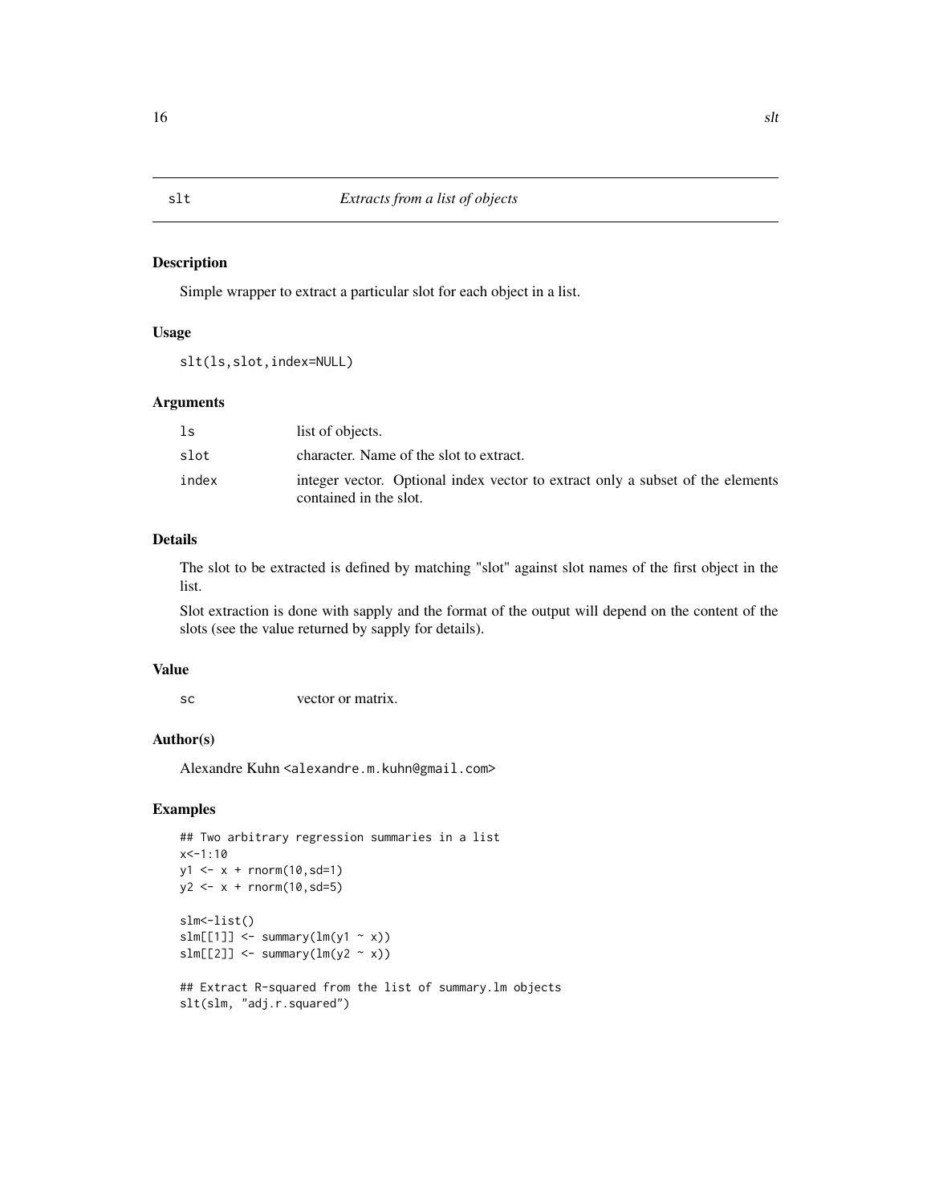# slt — *Extracts from a list of objects*

## Description

Simple wrapper to extract a particular slot for each object in a list.

## Usage

```
slt(ls,slot,index=NULL)
```

## Arguments

| | |
|---|---|
| `ls` | list of objects. |
| `slot` | character. Name of the slot to extract. |
| `index` | integer vector. Optional index vector to extract only a subset of the elements contained in the slot. |

## Details

The slot to be extracted is defined by matching "slot" against slot names of the first object in the list.

Slot extraction is done with sapply and the format of the output will depend on the content of the slots (see the value returned by sapply for details).

## Value

| | |
|---|---|
| `sc` | vector or matrix. |

## Author(s)

Alexandre Kuhn <alexandre.m.kuhn@gmail.com>

## Examples

```
## Two arbitrary regression summaries in a list
x<-1:10
y1 <- x + rnorm(10,sd=1)
y2 <- x + rnorm(10,sd=5)

slm<-list()
slm[[1]] <- summary(lm(y1 ~ x))
slm[[2]] <- summary(lm(y2 ~ x))

## Extract R-squared from the list of summary.lm objects
slt(slm, "adj.r.squared")
```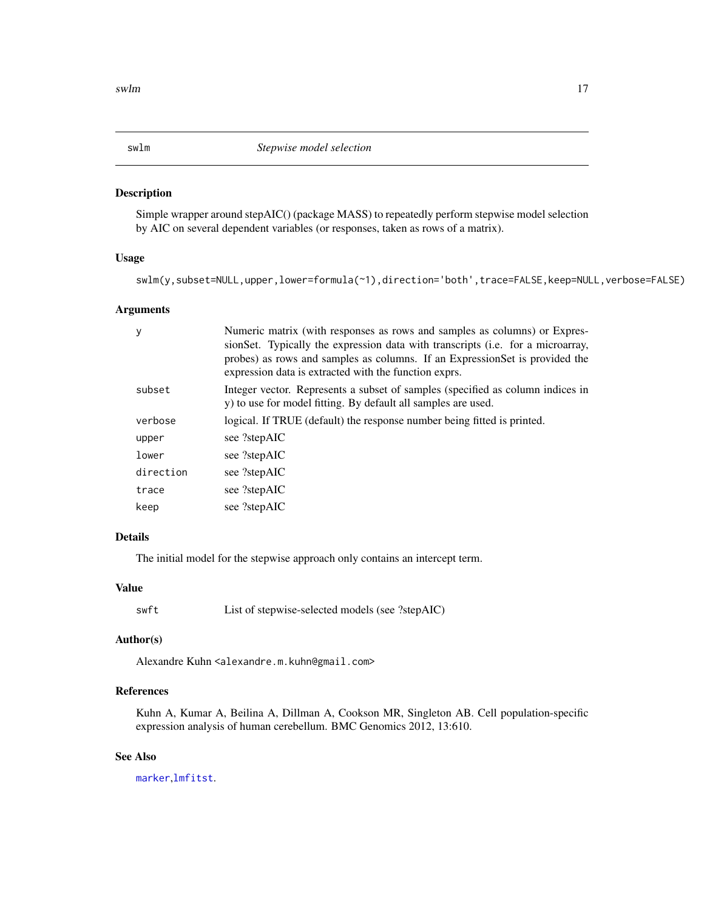## swlm *Stepwise model selection*

### Description

Simple wrapper around stepAIC() (package MASS) to repeatedly perform stepwise model selection by AIC on several dependent variables (or responses, taken as rows of a matrix).

### Usage

```
swlm(y,subset=NULL,upper,lower=formula(~1),direction='both',trace=FALSE,keep=NULL,verbose=FALSE)
```

### Arguments

| | |
|---|---|
| `y` | Numeric matrix (with responses as rows and samples as columns) or ExpressionSet. Typically the expression data with transcripts (i.e. for a microarray, probes) as rows and samples as columns. If an ExpressionSet is provided the expression data is extracted with the function exprs. |
| `subset` | Integer vector. Represents a subset of samples (specified as column indices in y) to use for model fitting. By default all samples are used. |
| `verbose` | logical. If TRUE (default) the response number being fitted is printed. |
| `upper` | see ?stepAIC |
| `lower` | see ?stepAIC |
| `direction` | see ?stepAIC |
| `trace` | see ?stepAIC |
| `keep` | see ?stepAIC |

### Details

The initial model for the stepwise approach only contains an intercept term.

### Value

| | |
|---|---|
| `swft` | List of stepwise-selected models (see ?stepAIC) |

### Author(s)

Alexandre Kuhn <alexandre.m.kuhn@gmail.com>

### References

Kuhn A, Kumar A, Beilina A, Dillman A, Cookson MR, Singleton AB. Cell population-specific expression analysis of human cerebellum. BMC Genomics 2012, 13:610.

### See Also

marker, lmfitst.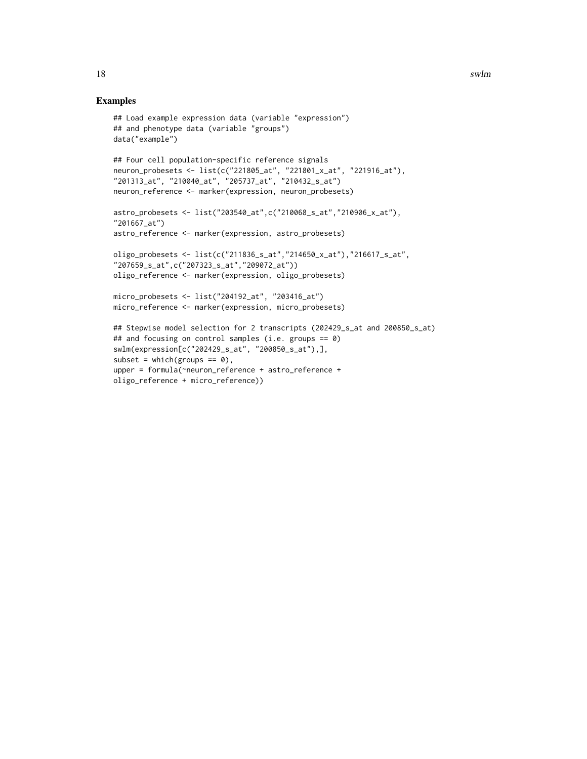## Examples

```
## Load example expression data (variable "expression")
## and phenotype data (variable "groups")
data("example")

## Four cell population-specific reference signals
neuron_probesets <- list(c("221805_at", "221801_x_at", "221916_at"),
"201313_at", "210040_at", "205737_at", "210432_s_at")
neuron_reference <- marker(expression, neuron_probesets)

astro_probesets <- list("203540_at",c("210068_s_at","210906_x_at"),
"201667_at")
astro_reference <- marker(expression, astro_probesets)

oligo_probesets <- list(c("211836_s_at","214650_x_at"),"216617_s_at",
"207659_s_at",c("207323_s_at","209072_at"))
oligo_reference <- marker(expression, oligo_probesets)

micro_probesets <- list("204192_at", "203416_at")
micro_reference <- marker(expression, micro_probesets)

## Stepwise model selection for 2 transcripts (202429_s_at and 200850_s_at)
## and focusing on control samples (i.e. groups == 0)
swlm(expression[c("202429_s_at", "200850_s_at"),],
subset = which(groups == 0),
upper = formula(~neuron_reference + astro_reference +
oligo_reference + micro_reference))
```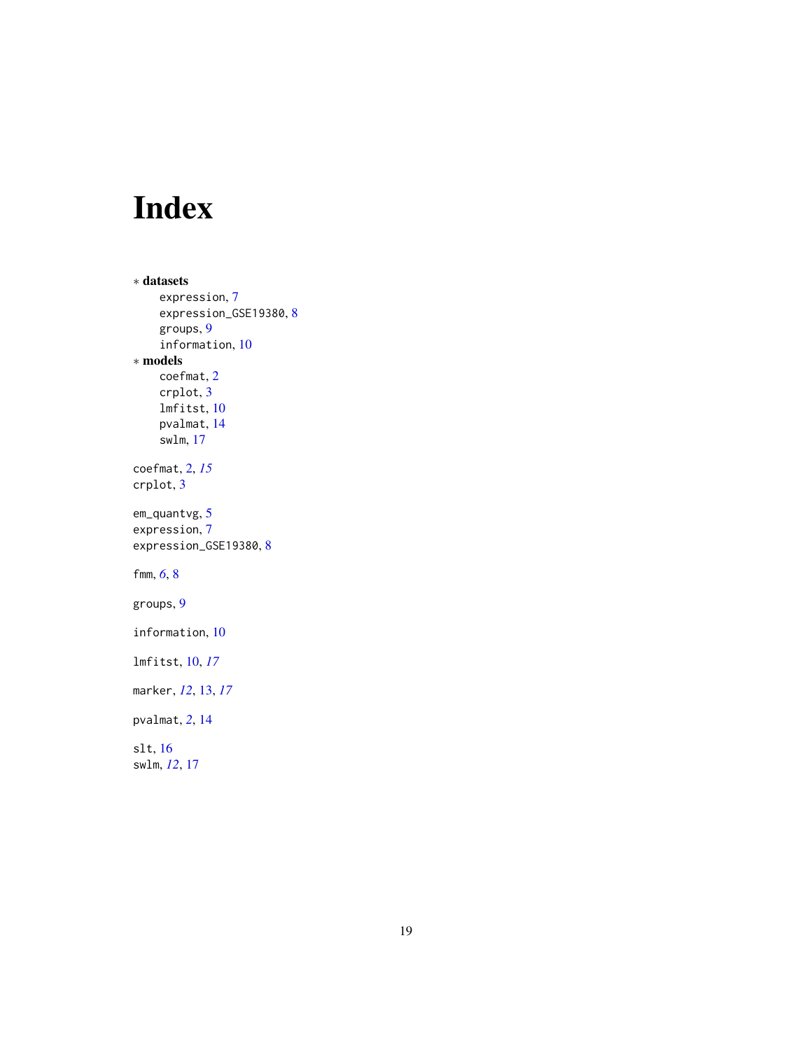# Index

∗ **datasets**
  expression, 7
  expression_GSE19380, 8
  groups, 9
  information, 10

∗ **models**
  coefmat, 2
  crplot, 3
  lmfitst, 10
  pvalmat, 14
  swlm, 17

coefmat, 2, *15*
crplot, 3

em_quantvg, 5
expression, 7
expression_GSE19380, 8

fmm, *6*, 8

groups, 9

information, 10

lmfitst, 10, *17*

marker, *12*, 13, *17*

pvalmat, *2*, 14

slt, 16
swlm, *12*, 17